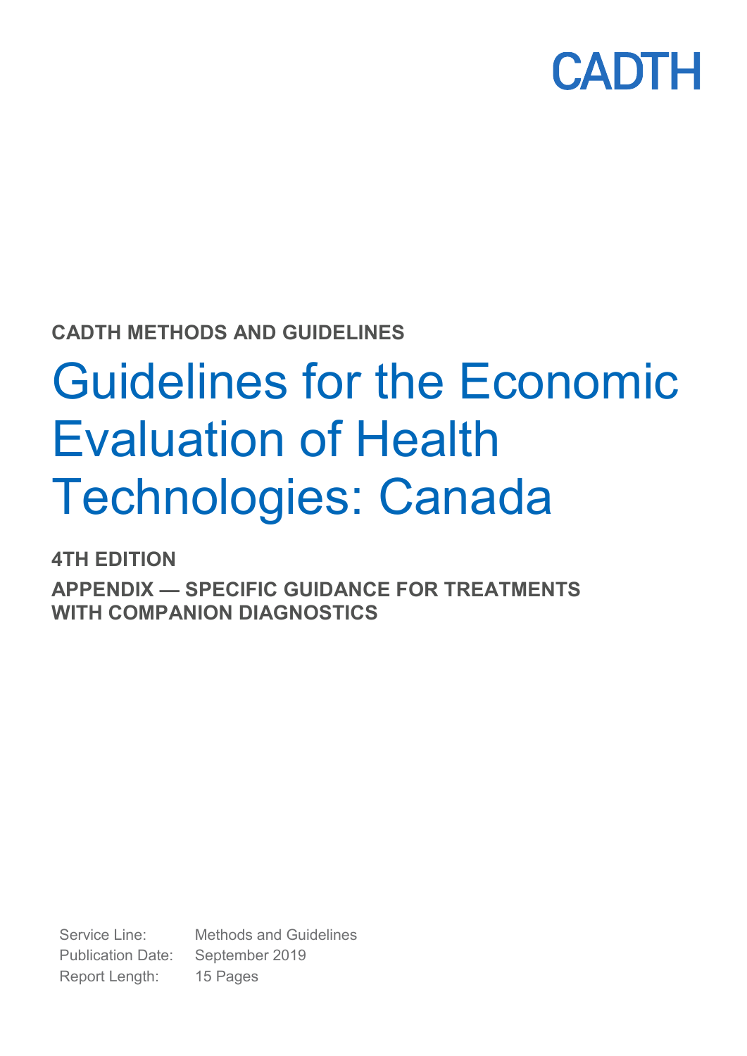CADTH

**CADTH METHODS AND GUIDELINES**

# Guidelines for the Economic Evaluation of Health Technologies: Canada

**4TH EDITION**

**APPENDIX — SPECIFIC GUIDANCE FOR TREATMENTS WITH COMPANION DIAGNOSTICS**

| | |
|---|---|
| Service Line: | Methods and Guidelines |
| Publication Date: | September 2019 |
| Report Length: | 15 Pages |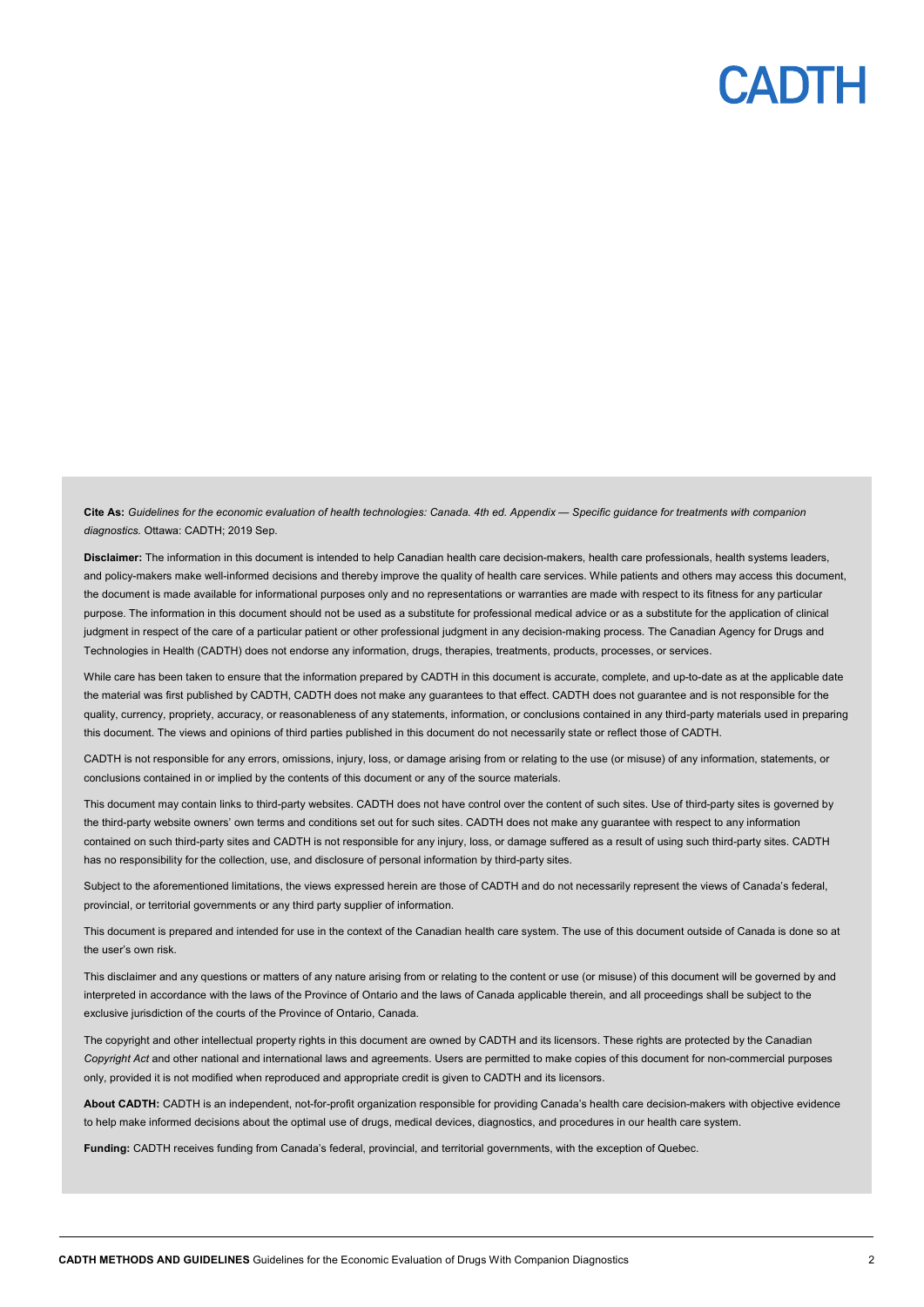**Cite As:** *Guidelines for the economic evaluation of health technologies: Canada. 4th ed. Appendix — Specific guidance for treatments with companion diagnostics.* Ottawa: CADTH; 2019 Sep.

**Disclaimer:** The information in this document is intended to help Canadian health care decision-makers, health care professionals, health systems leaders, and policy-makers make well-informed decisions and thereby improve the quality of health care services. While patients and others may access this document, the document is made available for informational purposes only and no representations or warranties are made with respect to its fitness for any particular purpose. The information in this document should not be used as a substitute for professional medical advice or as a substitute for the application of clinical judgment in respect of the care of a particular patient or other professional judgment in any decision-making process. The Canadian Agency for Drugs and Technologies in Health (CADTH) does not endorse any information, drugs, therapies, treatments, products, processes, or services.

While care has been taken to ensure that the information prepared by CADTH in this document is accurate, complete, and up-to-date as at the applicable date the material was first published by CADTH, CADTH does not make any guarantees to that effect. CADTH does not guarantee and is not responsible for the quality, currency, propriety, accuracy, or reasonableness of any statements, information, or conclusions contained in any third-party materials used in preparing this document. The views and opinions of third parties published in this document do not necessarily state or reflect those of CADTH.

CADTH is not responsible for any errors, omissions, injury, loss, or damage arising from or relating to the use (or misuse) of any information, statements, or conclusions contained in or implied by the contents of this document or any of the source materials.

This document may contain links to third-party websites. CADTH does not have control over the content of such sites. Use of third-party sites is governed by the third-party website owners' own terms and conditions set out for such sites. CADTH does not make any guarantee with respect to any information contained on such third-party sites and CADTH is not responsible for any injury, loss, or damage suffered as a result of using such third-party sites. CADTH has no responsibility for the collection, use, and disclosure of personal information by third-party sites.

Subject to the aforementioned limitations, the views expressed herein are those of CADTH and do not necessarily represent the views of Canada's federal, provincial, or territorial governments or any third party supplier of information.

This document is prepared and intended for use in the context of the Canadian health care system. The use of this document outside of Canada is done so at the user's own risk.

This disclaimer and any questions or matters of any nature arising from or relating to the content or use (or misuse) of this document will be governed by and interpreted in accordance with the laws of the Province of Ontario and the laws of Canada applicable therein, and all proceedings shall be subject to the exclusive jurisdiction of the courts of the Province of Ontario, Canada.

The copyright and other intellectual property rights in this document are owned by CADTH and its licensors. These rights are protected by the Canadian *Copyright Act* and other national and international laws and agreements. Users are permitted to make copies of this document for non-commercial purposes only, provided it is not modified when reproduced and appropriate credit is given to CADTH and its licensors.

**About CADTH:** CADTH is an independent, not-for-profit organization responsible for providing Canada's health care decision-makers with objective evidence to help make informed decisions about the optimal use of drugs, medical devices, diagnostics, and procedures in our health care system.

**Funding:** CADTH receives funding from Canada's federal, provincial, and territorial governments, with the exception of Quebec.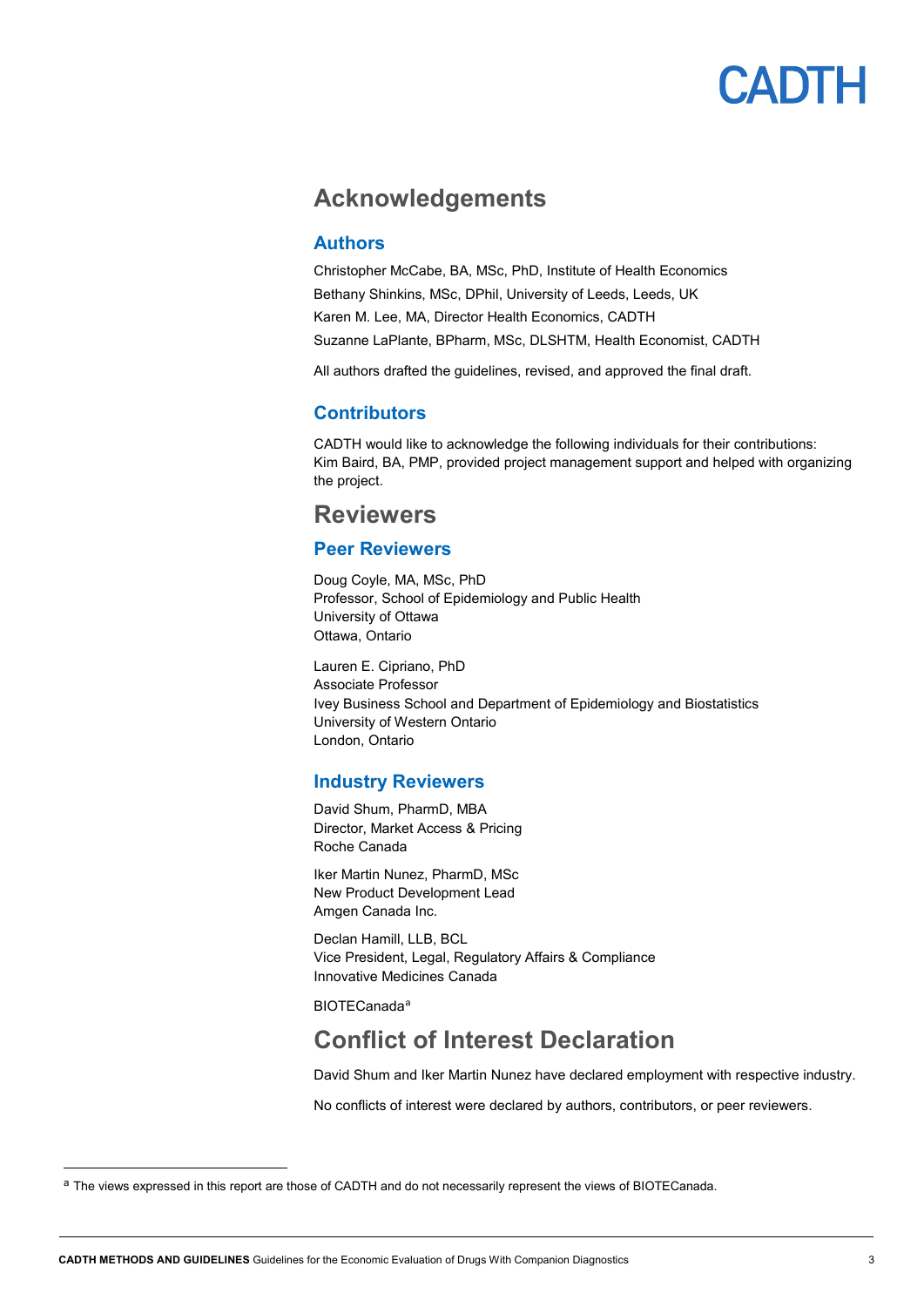# Acknowledgements

## Authors

Christopher McCabe, BA, MSc, PhD, Institute of Health Economics

Bethany Shinkins, MSc, DPhil, University of Leeds, Leeds, UK

Karen M. Lee, MA, Director Health Economics, CADTH

Suzanne LaPlante, BPharm, MSc, DLSHTM, Health Economist, CADTH

All authors drafted the guidelines, revised, and approved the final draft.

## Contributors

CADTH would like to acknowledge the following individuals for their contributions:
Kim Baird, BA, PMP, provided project management support and helped with organizing the project.

# Reviewers

## Peer Reviewers

Doug Coyle, MA, MSc, PhD
Professor, School of Epidemiology and Public Health
University of Ottawa
Ottawa, Ontario

Lauren E. Cipriano, PhD
Associate Professor
Ivey Business School and Department of Epidemiology and Biostatistics
University of Western Ontario
London, Ontario

## Industry Reviewers

David Shum, PharmD, MBA
Director, Market Access & Pricing
Roche Canada

Iker Martin Nunez, PharmD, MSc
New Product Development Lead
Amgen Canada Inc.

Declan Hamill, LLB, BCL
Vice President, Legal, Regulatory Affairs & Compliance
Innovative Medicines Canada

BIOTECanada[a]

# Conflict of Interest Declaration

David Shum and Iker Martin Nunez have declared employment with respective industry.

No conflicts of interest were declared by authors, contributors, or peer reviewers.

---

[a] The views expressed in this report are those of CADTH and do not necessarily represent the views of BIOTECanada.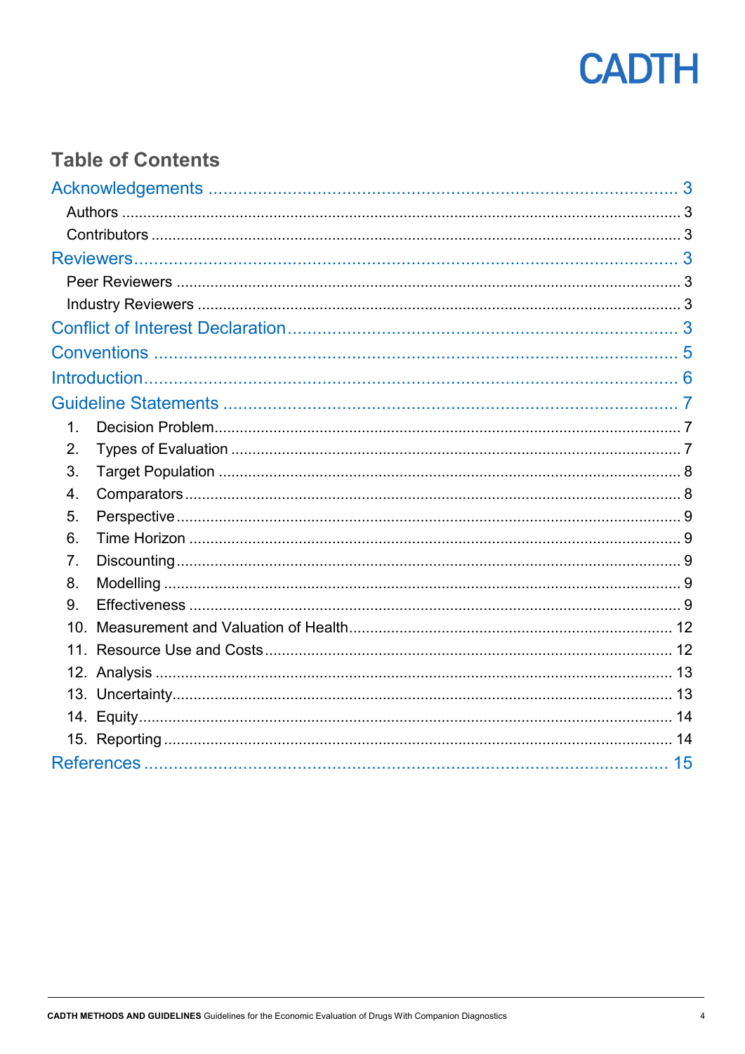## Table of Contents

Acknowledgements ........................................................................................ 3

- Authors ........................................................................................ 3
- Contributors ........................................................................................ 3

Reviewers ........................................................................................ 3

- Peer Reviewers ........................................................................................ 3
- Industry Reviewers ........................................................................................ 3

Conflict of Interest Declaration ........................................................................................ 3

Conventions ........................................................................................ 5

Introduction ........................................................................................ 6

Guideline Statements ........................................................................................ 7

1. Decision Problem ........................................................................................ 7
2. Types of Evaluation ........................................................................................ 7
3. Target Population ........................................................................................ 8
4. Comparators ........................................................................................ 8
5. Perspective ........................................................................................ 9
6. Time Horizon ........................................................................................ 9
7. Discounting ........................................................................................ 9
8. Modelling ........................................................................................ 9
9. Effectiveness ........................................................................................ 9
10. Measurement and Valuation of Health ........................................................................................ 12
11. Resource Use and Costs ........................................................................................ 12
12. Analysis ........................................................................................ 13
13. Uncertainty ........................................................................................ 13
14. Equity ........................................................................................ 14
15. Reporting ........................................................................................ 14

References ........................................................................................ 15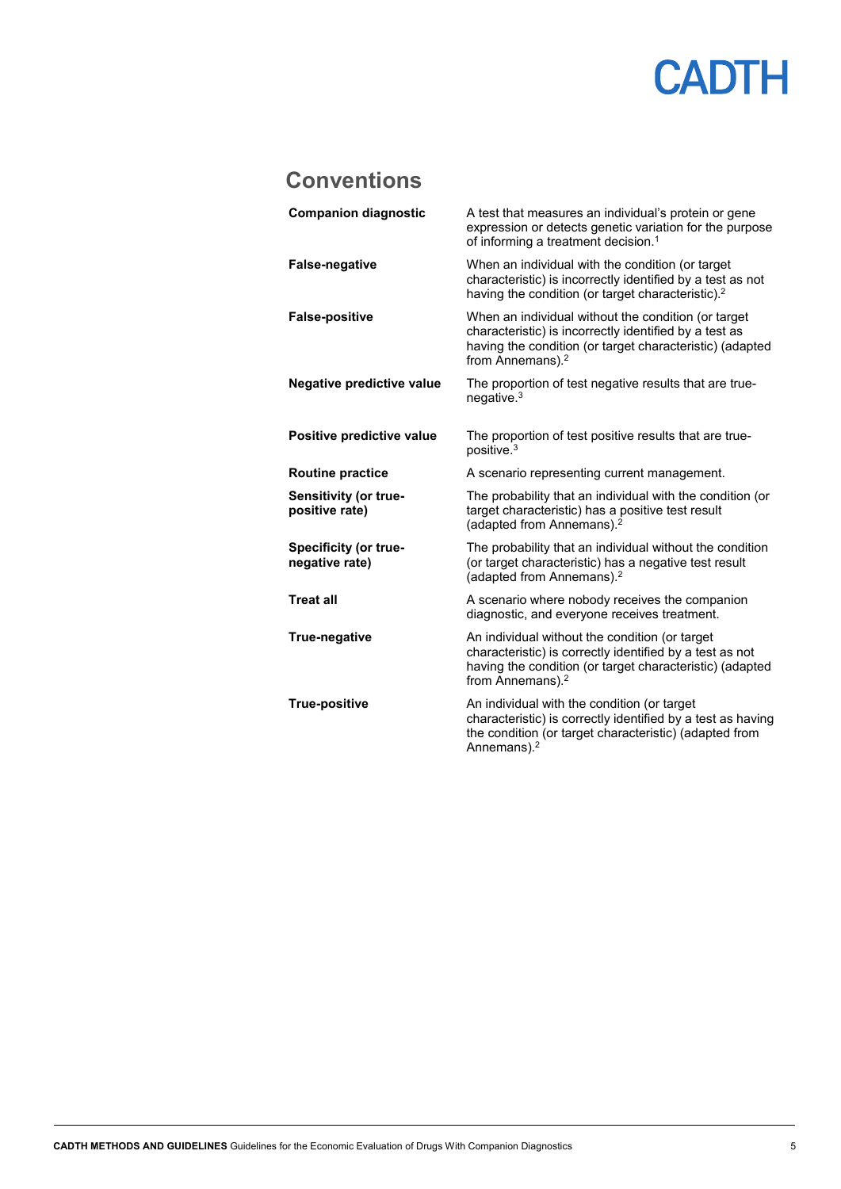## Conventions

| | |
|---|---|
| **Companion diagnostic** | A test that measures an individual's protein or gene expression or detects genetic variation for the purpose of informing a treatment decision.[1] |
| **False-negative** | When an individual with the condition (or target characteristic) is incorrectly identified by a test as not having the condition (or target characteristic).[2] |
| **False-positive** | When an individual without the condition (or target characteristic) is incorrectly identified by a test as having the condition (or target characteristic) (adapted from Annemans).[2] |
| **Negative predictive value** | The proportion of test negative results that are true-negative.[3] |
| **Positive predictive value** | The proportion of test positive results that are true-positive.[3] |
| **Routine practice** | A scenario representing current management. |
| **Sensitivity (or true-positive rate)** | The probability that an individual with the condition (or target characteristic) has a positive test result (adapted from Annemans).[2] |
| **Specificity (or true-negative rate)** | The probability that an individual without the condition (or target characteristic) has a negative test result (adapted from Annemans).[2] |
| **Treat all** | A scenario where nobody receives the companion diagnostic, and everyone receives treatment. |
| **True-negative** | An individual without the condition (or target characteristic) is correctly identified by a test as not having the condition (or target characteristic) (adapted from Annemans).[2] |
| **True-positive** | An individual with the condition (or target characteristic) is correctly identified by a test as having the condition (or target characteristic) (adapted from Annemans).[2] |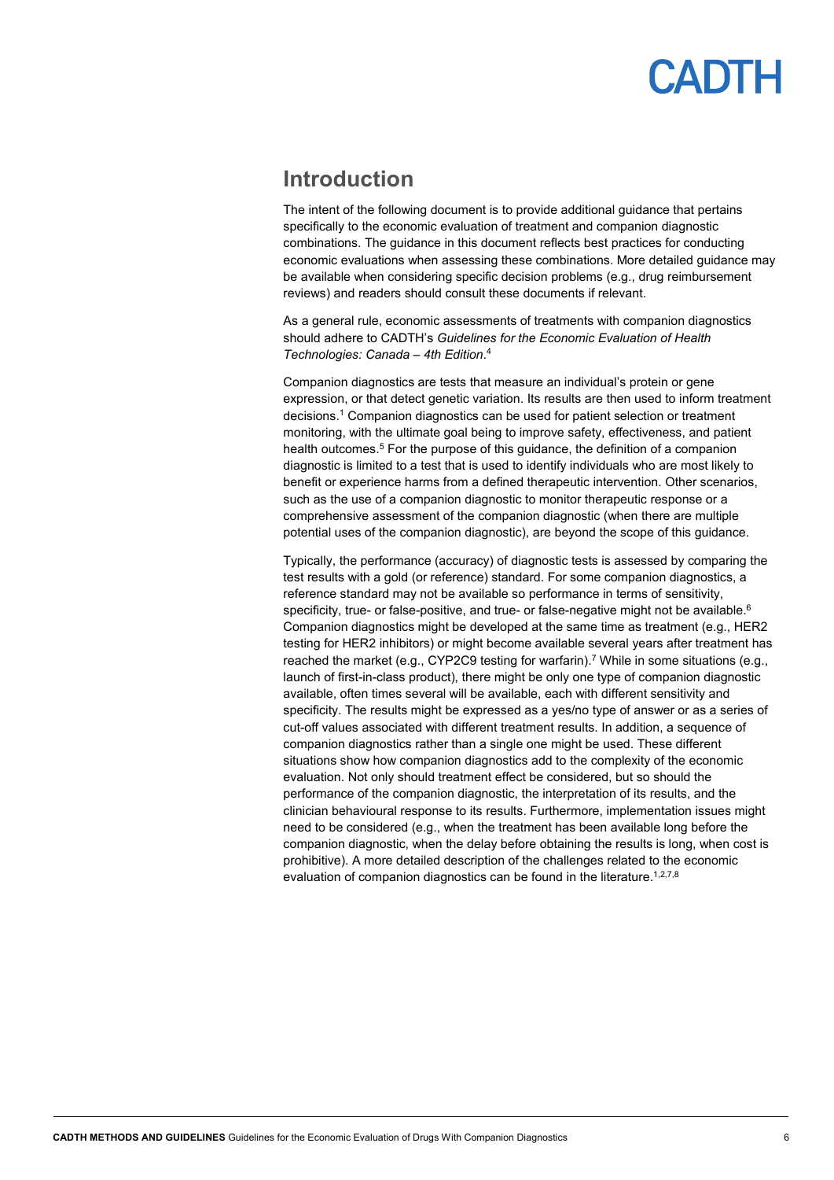## Introduction

The intent of the following document is to provide additional guidance that pertains specifically to the economic evaluation of treatment and companion diagnostic combinations. The guidance in this document reflects best practices for conducting economic evaluations when assessing these combinations. More detailed guidance may be available when considering specific decision problems (e.g., drug reimbursement reviews) and readers should consult these documents if relevant.

As a general rule, economic assessments of treatments with companion diagnostics should adhere to CADTH's *Guidelines for the Economic Evaluation of Health Technologies: Canada – 4th Edition*.[4]

Companion diagnostics are tests that measure an individual's protein or gene expression, or that detect genetic variation. Its results are then used to inform treatment decisions.[1] Companion diagnostics can be used for patient selection or treatment monitoring, with the ultimate goal being to improve safety, effectiveness, and patient health outcomes.[5] For the purpose of this guidance, the definition of a companion diagnostic is limited to a test that is used to identify individuals who are most likely to benefit or experience harms from a defined therapeutic intervention. Other scenarios, such as the use of a companion diagnostic to monitor therapeutic response or a comprehensive assessment of the companion diagnostic (when there are multiple potential uses of the companion diagnostic), are beyond the scope of this guidance.

Typically, the performance (accuracy) of diagnostic tests is assessed by comparing the test results with a gold (or reference) standard. For some companion diagnostics, a reference standard may not be available so performance in terms of sensitivity, specificity, true- or false-positive, and true- or false-negative might not be available.[6] Companion diagnostics might be developed at the same time as treatment (e.g., HER2 testing for HER2 inhibitors) or might become available several years after treatment has reached the market (e.g., CYP2C9 testing for warfarin).[7] While in some situations (e.g., launch of first-in-class product), there might be only one type of companion diagnostic available, often times several will be available, each with different sensitivity and specificity. The results might be expressed as a yes/no type of answer or as a series of cut-off values associated with different treatment results. In addition, a sequence of companion diagnostics rather than a single one might be used. These different situations show how companion diagnostics add to the complexity of the economic evaluation. Not only should treatment effect be considered, but so should the performance of the companion diagnostic, the interpretation of its results, and the clinician behavioural response to its results. Furthermore, implementation issues might need to be considered (e.g., when the treatment has been available long before the companion diagnostic, when the delay before obtaining the results is long, when cost is prohibitive). A more detailed description of the challenges related to the economic evaluation of companion diagnostics can be found in the literature.[1,2,7,8]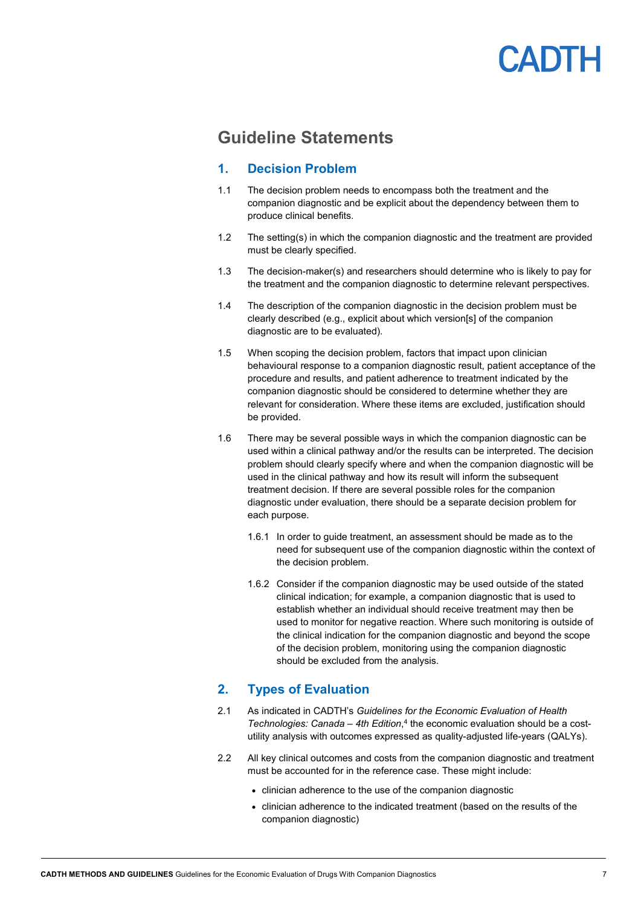# Guideline Statements

## 1. Decision Problem

1.1 The decision problem needs to encompass both the treatment and the companion diagnostic and be explicit about the dependency between them to produce clinical benefits.

1.2 The setting(s) in which the companion diagnostic and the treatment are provided must be clearly specified.

1.3 The decision-maker(s) and researchers should determine who is likely to pay for the treatment and the companion diagnostic to determine relevant perspectives.

1.4 The description of the companion diagnostic in the decision problem must be clearly described (e.g., explicit about which version[s] of the companion diagnostic are to be evaluated).

1.5 When scoping the decision problem, factors that impact upon clinician behavioural response to a companion diagnostic result, patient acceptance of the procedure and results, and patient adherence to treatment indicated by the companion diagnostic should be considered to determine whether they are relevant for consideration. Where these items are excluded, justification should be provided.

1.6 There may be several possible ways in which the companion diagnostic can be used within a clinical pathway and/or the results can be interpreted. The decision problem should clearly specify where and when the companion diagnostic will be used in the clinical pathway and how its result will inform the subsequent treatment decision. If there are several possible roles for the companion diagnostic under evaluation, there should be a separate decision problem for each purpose.

1.6.1 In order to guide treatment, an assessment should be made as to the need for subsequent use of the companion diagnostic within the context of the decision problem.

1.6.2 Consider if the companion diagnostic may be used outside of the stated clinical indication; for example, a companion diagnostic that is used to establish whether an individual should receive treatment may then be used to monitor for negative reaction. Where such monitoring is outside of the clinical indication for the companion diagnostic and beyond the scope of the decision problem, monitoring using the companion diagnostic should be excluded from the analysis.

## 2. Types of Evaluation

2.1 As indicated in CADTH's *Guidelines for the Economic Evaluation of Health Technologies: Canada – 4th Edition*,[4] the economic evaluation should be a cost-utility analysis with outcomes expressed as quality-adjusted life-years (QALYs).

2.2 All key clinical outcomes and costs from the companion diagnostic and treatment must be accounted for in the reference case. These might include:

- clinician adherence to the use of the companion diagnostic
- clinician adherence to the indicated treatment (based on the results of the companion diagnostic)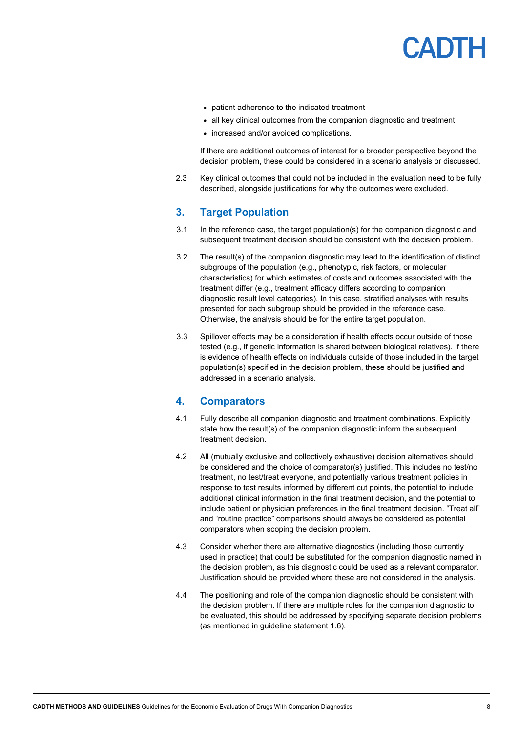- patient adherence to the indicated treatment
- all key clinical outcomes from the companion diagnostic and treatment
- increased and/or avoided complications.

If there are additional outcomes of interest for a broader perspective beyond the decision problem, these could be considered in a scenario analysis or discussed.

2.3 Key clinical outcomes that could not be included in the evaluation need to be fully described, alongside justifications for why the outcomes were excluded.

## 3. Target Population

3.1 In the reference case, the target population(s) for the companion diagnostic and subsequent treatment decision should be consistent with the decision problem.

3.2 The result(s) of the companion diagnostic may lead to the identification of distinct subgroups of the population (e.g., phenotypic, risk factors, or molecular characteristics) for which estimates of costs and outcomes associated with the treatment differ (e.g., treatment efficacy differs according to companion diagnostic result level categories). In this case, stratified analyses with results presented for each subgroup should be provided in the reference case. Otherwise, the analysis should be for the entire target population.

3.3 Spillover effects may be a consideration if health effects occur outside of those tested (e.g., if genetic information is shared between biological relatives). If there is evidence of health effects on individuals outside of those included in the target population(s) specified in the decision problem, these should be justified and addressed in a scenario analysis.

## 4. Comparators

4.1 Fully describe all companion diagnostic and treatment combinations. Explicitly state how the result(s) of the companion diagnostic inform the subsequent treatment decision.

4.2 All (mutually exclusive and collectively exhaustive) decision alternatives should be considered and the choice of comparator(s) justified. This includes no test/no treatment, no test/treat everyone, and potentially various treatment policies in response to test results informed by different cut points, the potential to include additional clinical information in the final treatment decision, and the potential to include patient or physician preferences in the final treatment decision. "Treat all" and "routine practice" comparisons should always be considered as potential comparators when scoping the decision problem.

4.3 Consider whether there are alternative diagnostics (including those currently used in practice) that could be substituted for the companion diagnostic named in the decision problem, as this diagnostic could be used as a relevant comparator. Justification should be provided where these are not considered in the analysis.

4.4 The positioning and role of the companion diagnostic should be consistent with the decision problem. If there are multiple roles for the companion diagnostic to be evaluated, this should be addressed by specifying separate decision problems (as mentioned in guideline statement 1.6).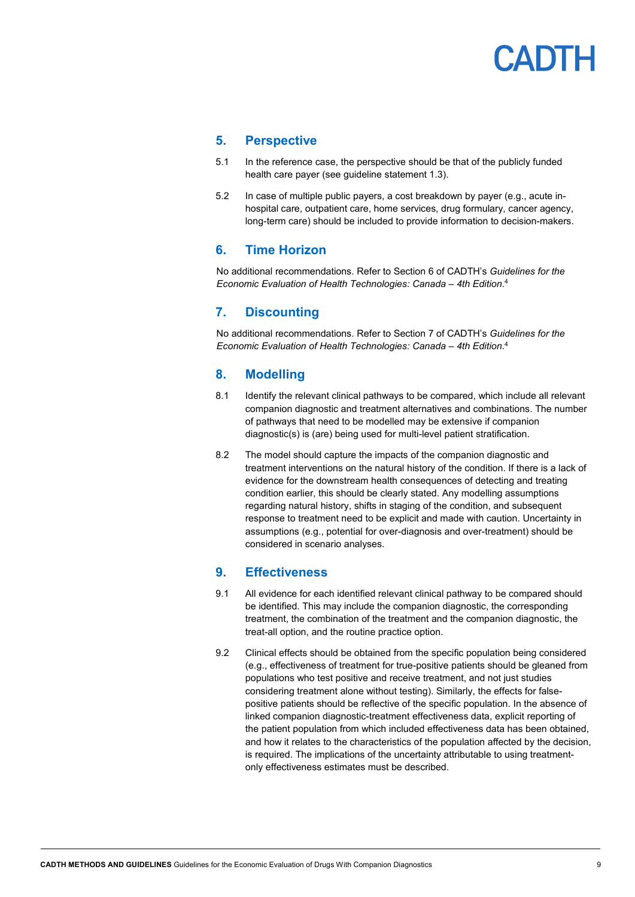## 5. Perspective

5.1 In the reference case, the perspective should be that of the publicly funded health care payer (see guideline statement 1.3).

5.2 In case of multiple public payers, a cost breakdown by payer (e.g., acute in-hospital care, outpatient care, home services, drug formulary, cancer agency, long-term care) should be included to provide information to decision-makers.

## 6. Time Horizon

No additional recommendations. Refer to Section 6 of CADTH's *Guidelines for the Economic Evaluation of Health Technologies: Canada – 4th Edition*.[4]

## 7. Discounting

No additional recommendations. Refer to Section 7 of CADTH's *Guidelines for the Economic Evaluation of Health Technologies: Canada – 4th Edition*.[4]

## 8. Modelling

8.1 Identify the relevant clinical pathways to be compared, which include all relevant companion diagnostic and treatment alternatives and combinations. The number of pathways that need to be modelled may be extensive if companion diagnostic(s) is (are) being used for multi-level patient stratification.

8.2 The model should capture the impacts of the companion diagnostic and treatment interventions on the natural history of the condition. If there is a lack of evidence for the downstream health consequences of detecting and treating condition earlier, this should be clearly stated. Any modelling assumptions regarding natural history, shifts in staging of the condition, and subsequent response to treatment need to be explicit and made with caution. Uncertainty in assumptions (e.g., potential for over-diagnosis and over-treatment) should be considered in scenario analyses.

## 9. Effectiveness

9.1 All evidence for each identified relevant clinical pathway to be compared should be identified. This may include the companion diagnostic, the corresponding treatment, the combination of the treatment and the companion diagnostic, the treat-all option, and the routine practice option.

9.2 Clinical effects should be obtained from the specific population being considered (e.g., effectiveness of treatment for true-positive patients should be gleaned from populations who test positive and receive treatment, and not just studies considering treatment alone without testing). Similarly, the effects for false-positive patients should be reflective of the specific population. In the absence of linked companion diagnostic-treatment effectiveness data, explicit reporting of the patient population from which included effectiveness data has been obtained, and how it relates to the characteristics of the population affected by the decision, is required. The implications of the uncertainty attributable to using treatment-only effectiveness estimates must be described.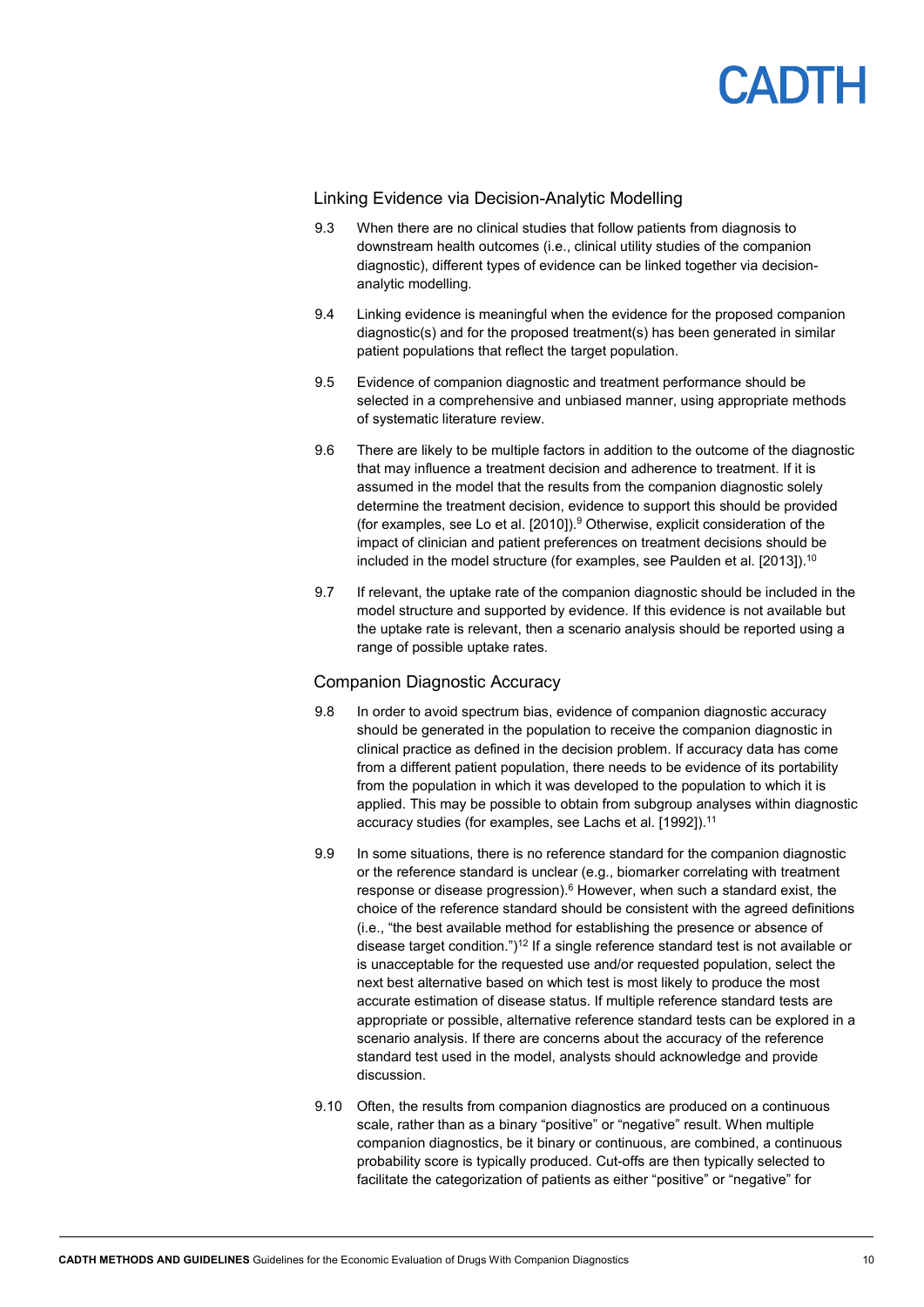## Linking Evidence via Decision-Analytic Modelling

9.3 When there are no clinical studies that follow patients from diagnosis to downstream health outcomes (i.e., clinical utility studies of the companion diagnostic), different types of evidence can be linked together via decision-analytic modelling.

9.4 Linking evidence is meaningful when the evidence for the proposed companion diagnostic(s) and for the proposed treatment(s) has been generated in similar patient populations that reflect the target population.

9.5 Evidence of companion diagnostic and treatment performance should be selected in a comprehensive and unbiased manner, using appropriate methods of systematic literature review.

9.6 There are likely to be multiple factors in addition to the outcome of the diagnostic that may influence a treatment decision and adherence to treatment. If it is assumed in the model that the results from the companion diagnostic solely determine the treatment decision, evidence to support this should be provided (for examples, see Lo et al. [2010]).[9] Otherwise, explicit consideration of the impact of clinician and patient preferences on treatment decisions should be included in the model structure (for examples, see Paulden et al. [2013]).[10]

9.7 If relevant, the uptake rate of the companion diagnostic should be included in the model structure and supported by evidence. If this evidence is not available but the uptake rate is relevant, then a scenario analysis should be reported using a range of possible uptake rates.

## Companion Diagnostic Accuracy

9.8 In order to avoid spectrum bias, evidence of companion diagnostic accuracy should be generated in the population to receive the companion diagnostic in clinical practice as defined in the decision problem. If accuracy data has come from a different patient population, there needs to be evidence of its portability from the population in which it was developed to the population to which it is applied. This may be possible to obtain from subgroup analyses within diagnostic accuracy studies (for examples, see Lachs et al. [1992]).[11]

9.9 In some situations, there is no reference standard for the companion diagnostic or the reference standard is unclear (e.g., biomarker correlating with treatment response or disease progression).[6] However, when such a standard exist, the choice of the reference standard should be consistent with the agreed definitions (i.e., "the best available method for establishing the presence or absence of disease target condition.")[12] If a single reference standard test is not available or is unacceptable for the requested use and/or requested population, select the next best alternative based on which test is most likely to produce the most accurate estimation of disease status. If multiple reference standard tests are appropriate or possible, alternative reference standard tests can be explored in a scenario analysis. If there are concerns about the accuracy of the reference standard test used in the model, analysts should acknowledge and provide discussion.

9.10 Often, the results from companion diagnostics are produced on a continuous scale, rather than as a binary "positive" or "negative" result. When multiple companion diagnostics, be it binary or continuous, are combined, a continuous probability score is typically produced. Cut-offs are then typically selected to facilitate the categorization of patients as either "positive" or "negative" for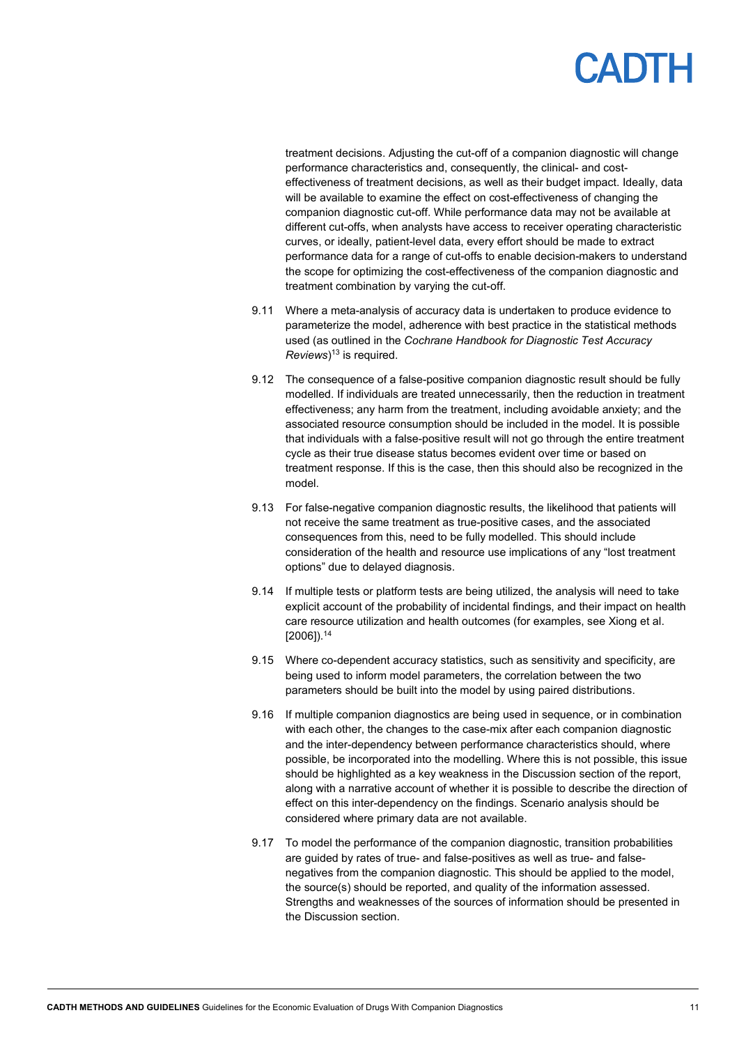treatment decisions. Adjusting the cut-off of a companion diagnostic will change performance characteristics and, consequently, the clinical- and cost-effectiveness of treatment decisions, as well as their budget impact. Ideally, data will be available to examine the effect on cost-effectiveness of changing the companion diagnostic cut-off. While performance data may not be available at different cut-offs, when analysts have access to receiver operating characteristic curves, or ideally, patient-level data, every effort should be made to extract performance data for a range of cut-offs to enable decision-makers to understand the scope for optimizing the cost-effectiveness of the companion diagnostic and treatment combination by varying the cut-off.

9.11 Where a meta-analysis of accuracy data is undertaken to produce evidence to parameterize the model, adherence with best practice in the statistical methods used (as outlined in the *Cochrane Handbook for Diagnostic Test Accuracy Reviews*)[13] is required.

9.12 The consequence of a false-positive companion diagnostic result should be fully modelled. If individuals are treated unnecessarily, then the reduction in treatment effectiveness; any harm from the treatment, including avoidable anxiety; and the associated resource consumption should be included in the model. It is possible that individuals with a false-positive result will not go through the entire treatment cycle as their true disease status becomes evident over time or based on treatment response. If this is the case, then this should also be recognized in the model.

9.13 For false-negative companion diagnostic results, the likelihood that patients will not receive the same treatment as true-positive cases, and the associated consequences from this, need to be fully modelled. This should include consideration of the health and resource use implications of any "lost treatment options" due to delayed diagnosis.

9.14 If multiple tests or platform tests are being utilized, the analysis will need to take explicit account of the probability of incidental findings, and their impact on health care resource utilization and health outcomes (for examples, see Xiong et al. [2006]).[14]

9.15 Where co-dependent accuracy statistics, such as sensitivity and specificity, are being used to inform model parameters, the correlation between the two parameters should be built into the model by using paired distributions.

9.16 If multiple companion diagnostics are being used in sequence, or in combination with each other, the changes to the case-mix after each companion diagnostic and the inter-dependency between performance characteristics should, where possible, be incorporated into the modelling. Where this is not possible, this issue should be highlighted as a key weakness in the Discussion section of the report, along with a narrative account of whether it is possible to describe the direction of effect on this inter-dependency on the findings. Scenario analysis should be considered where primary data are not available.

9.17 To model the performance of the companion diagnostic, transition probabilities are guided by rates of true- and false-positives as well as true- and false-negatives from the companion diagnostic. This should be applied to the model, the source(s) should be reported, and quality of the information assessed. Strengths and weaknesses of the sources of information should be presented in the Discussion section.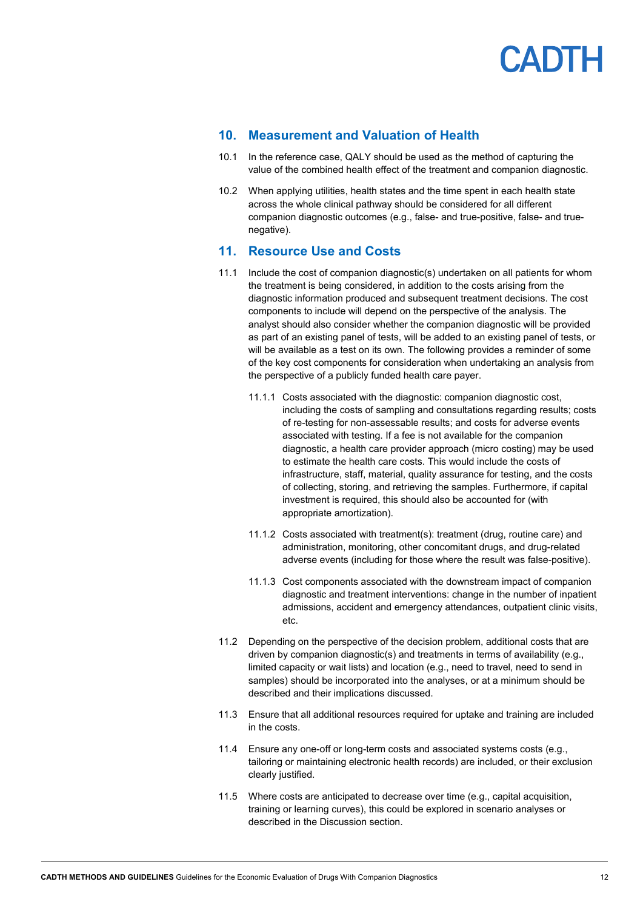## 10. Measurement and Valuation of Health

10.1 In the reference case, QALY should be used as the method of capturing the value of the combined health effect of the treatment and companion diagnostic.

10.2 When applying utilities, health states and the time spent in each health state across the whole clinical pathway should be considered for all different companion diagnostic outcomes (e.g., false- and true-positive, false- and true-negative).

## 11. Resource Use and Costs

11.1 Include the cost of companion diagnostic(s) undertaken on all patients for whom the treatment is being considered, in addition to the costs arising from the diagnostic information produced and subsequent treatment decisions. The cost components to include will depend on the perspective of the analysis. The analyst should also consider whether the companion diagnostic will be provided as part of an existing panel of tests, will be added to an existing panel of tests, or will be available as a test on its own. The following provides a reminder of some of the key cost components for consideration when undertaking an analysis from the perspective of a publicly funded health care payer.

11.1.1 Costs associated with the diagnostic: companion diagnostic cost, including the costs of sampling and consultations regarding results; costs of re-testing for non-assessable results; and costs for adverse events associated with testing. If a fee is not available for the companion diagnostic, a health care provider approach (micro costing) may be used to estimate the health care costs. This would include the costs of infrastructure, staff, material, quality assurance for testing, and the costs of collecting, storing, and retrieving the samples. Furthermore, if capital investment is required, this should also be accounted for (with appropriate amortization).

11.1.2 Costs associated with treatment(s): treatment (drug, routine care) and administration, monitoring, other concomitant drugs, and drug-related adverse events (including for those where the result was false-positive).

11.1.3 Cost components associated with the downstream impact of companion diagnostic and treatment interventions: change in the number of inpatient admissions, accident and emergency attendances, outpatient clinic visits, etc.

11.2 Depending on the perspective of the decision problem, additional costs that are driven by companion diagnostic(s) and treatments in terms of availability (e.g., limited capacity or wait lists) and location (e.g., need to travel, need to send in samples) should be incorporated into the analyses, or at a minimum should be described and their implications discussed.

11.3 Ensure that all additional resources required for uptake and training are included in the costs.

11.4 Ensure any one-off or long-term costs and associated systems costs (e.g., tailoring or maintaining electronic health records) are included, or their exclusion clearly justified.

11.5 Where costs are anticipated to decrease over time (e.g., capital acquisition, training or learning curves), this could be explored in scenario analyses or described in the Discussion section.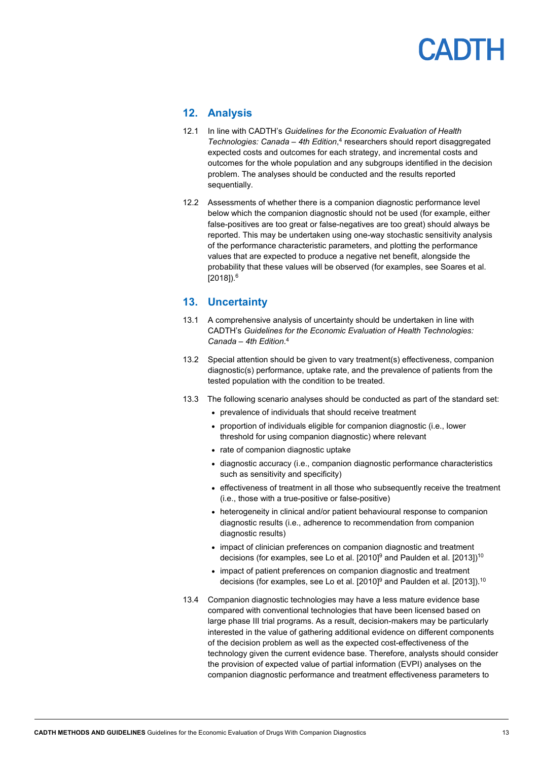## 12. Analysis

12.1 In line with CADTH's *Guidelines for the Economic Evaluation of Health Technologies: Canada – 4th Edition*,[4] researchers should report disaggregated expected costs and outcomes for each strategy, and incremental costs and outcomes for the whole population and any subgroups identified in the decision problem. The analyses should be conducted and the results reported sequentially.

12.2 Assessments of whether there is a companion diagnostic performance level below which the companion diagnostic should not be used (for example, either false-positives are too great or false-negatives are too great) should always be reported. This may be undertaken using one-way stochastic sensitivity analysis of the performance characteristic parameters, and plotting the performance values that are expected to produce a negative net benefit, alongside the probability that these values will be observed (for examples, see Soares et al. [2018]).[6]

## 13. Uncertainty

13.1 A comprehensive analysis of uncertainty should be undertaken in line with CADTH's *Guidelines for the Economic Evaluation of Health Technologies: Canada – 4th Edition*.[4]

13.2 Special attention should be given to vary treatment(s) effectiveness, companion diagnostic(s) performance, uptake rate, and the prevalence of patients from the tested population with the condition to be treated.

13.3 The following scenario analyses should be conducted as part of the standard set:

- prevalence of individuals that should receive treatment
- proportion of individuals eligible for companion diagnostic (i.e., lower threshold for using companion diagnostic) where relevant
- rate of companion diagnostic uptake
- diagnostic accuracy (i.e., companion diagnostic performance characteristics such as sensitivity and specificity)
- effectiveness of treatment in all those who subsequently receive the treatment (i.e., those with a true-positive or false-positive)
- heterogeneity in clinical and/or patient behavioural response to companion diagnostic results (i.e., adherence to recommendation from companion diagnostic results)
- impact of clinician preferences on companion diagnostic and treatment decisions (for examples, see Lo et al. [2010][9] and Paulden et al. [2013])[10]
- impact of patient preferences on companion diagnostic and treatment decisions (for examples, see Lo et al. [2010][9] and Paulden et al. [2013]).[10]

13.4 Companion diagnostic technologies may have a less mature evidence base compared with conventional technologies that have been licensed based on large phase III trial programs. As a result, decision-makers may be particularly interested in the value of gathering additional evidence on different components of the decision problem as well as the expected cost-effectiveness of the technology given the current evidence base. Therefore, analysts should consider the provision of expected value of partial information (EVPI) analyses on the companion diagnostic performance and treatment effectiveness parameters to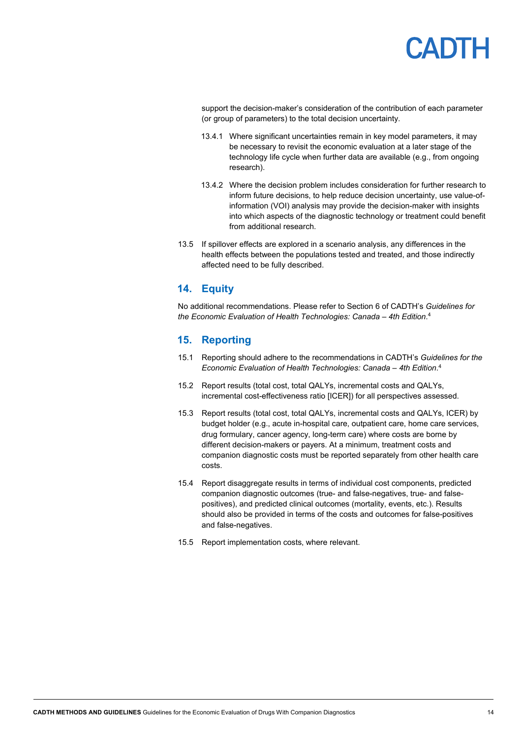support the decision-maker's consideration of the contribution of each parameter (or group of parameters) to the total decision uncertainty.

13.4.1 Where significant uncertainties remain in key model parameters, it may be necessary to revisit the economic evaluation at a later stage of the technology life cycle when further data are available (e.g., from ongoing research).

13.4.2 Where the decision problem includes consideration for further research to inform future decisions, to help reduce decision uncertainty, use value-of-information (VOI) analysis may provide the decision-maker with insights into which aspects of the diagnostic technology or treatment could benefit from additional research.

13.5 If spillover effects are explored in a scenario analysis, any differences in the health effects between the populations tested and treated, and those indirectly affected need to be fully described.

## 14. Equity

No additional recommendations. Please refer to Section 6 of CADTH's *Guidelines for the Economic Evaluation of Health Technologies: Canada – 4th Edition*.[4]

## 15. Reporting

15.1 Reporting should adhere to the recommendations in CADTH's *Guidelines for the Economic Evaluation of Health Technologies: Canada – 4th Edition*.[4]

15.2 Report results (total cost, total QALYs, incremental costs and QALYs, incremental cost-effectiveness ratio [ICER]) for all perspectives assessed.

15.3 Report results (total cost, total QALYs, incremental costs and QALYs, ICER) by budget holder (e.g., acute in-hospital care, outpatient care, home care services, drug formulary, cancer agency, long-term care) where costs are borne by different decision-makers or payers. At a minimum, treatment costs and companion diagnostic costs must be reported separately from other health care costs.

15.4 Report disaggregate results in terms of individual cost components, predicted companion diagnostic outcomes (true- and false-negatives, true- and false-positives), and predicted clinical outcomes (mortality, events, etc.). Results should also be provided in terms of the costs and outcomes for false-positives and false-negatives.

15.5 Report implementation costs, where relevant.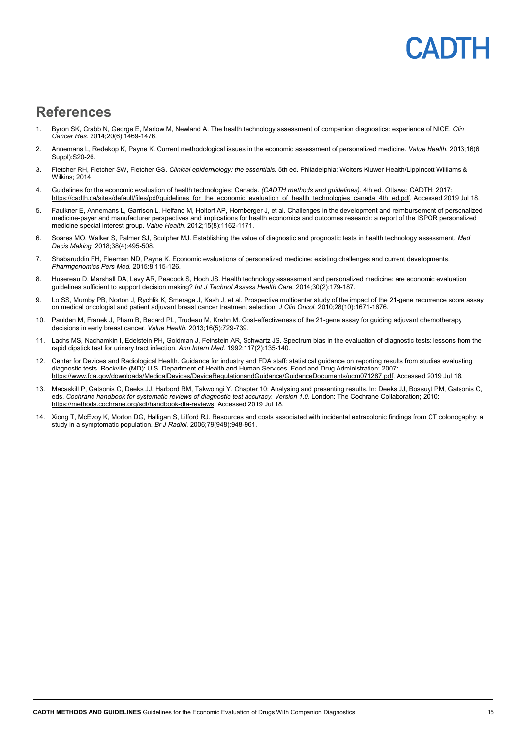## References

1. Byron SK, Crabb N, George E, Marlow M, Newland A. The health technology assessment of companion diagnostics: experience of NICE. *Clin Cancer Res.* 2014;20(6):1469-1476.
2. Annemans L, Redekop K, Payne K. Current methodological issues in the economic assessment of personalized medicine. *Value Health.* 2013;16(6 Suppl):S20-26.
3. Fletcher RH, Fletcher SW, Fletcher GS. *Clinical epidemiology: the essentials.* 5th ed. Philadelphia: Wolters Kluwer Health/Lippincott Williams & Wilkins; 2014.
4. Guidelines for the economic evaluation of health technologies: Canada. *(CADTH methods and guidelines)*. 4th ed. Ottawa: CADTH; 2017: https://cadth.ca/sites/default/files/pdf/guidelines_for_the_economic_evaluation_of_health_technologies_canada_4th_ed.pdf. Accessed 2019 Jul 18.
5. Faulkner E, Annemans L, Garrison L, Helfand M, Holtorf AP, Hornberger J, et al. Challenges in the development and reimbursement of personalized medicine-payer and manufacturer perspectives and implications for health economics and outcomes research: a report of the ISPOR personalized medicine special interest group. *Value Health.* 2012;15(8):1162-1171.
6. Soares MO, Walker S, Palmer SJ, Sculpher MJ. Establishing the value of diagnostic and prognostic tests in health technology assessment. *Med Decis Making.* 2018;38(4):495-508.
7. Shabaruddin FH, Fleeman ND, Payne K. Economic evaluations of personalized medicine: existing challenges and current developments. *Pharmgenomics Pers Med.* 2015;8:115-126.
8. Husereau D, Marshall DA, Levy AR, Peacock S, Hoch JS. Health technology assessment and personalized medicine: are economic evaluation guidelines sufficient to support decision making? *Int J Technol Assess Health Care.* 2014;30(2):179-187.
9. Lo SS, Mumby PB, Norton J, Rychlik K, Smerage J, Kash J, et al. Prospective multicenter study of the impact of the 21-gene recurrence score assay on medical oncologist and patient adjuvant breast cancer treatment selection. *J Clin Oncol.* 2010;28(10):1671-1676.
10. Paulden M, Franek J, Pham B, Bedard PL, Trudeau M, Krahn M. Cost-effectiveness of the 21-gene assay for guiding adjuvant chemotherapy decisions in early breast cancer. *Value Health.* 2013;16(5):729-739.
11. Lachs MS, Nachamkin I, Edelstein PH, Goldman J, Feinstein AR, Schwartz JS. Spectrum bias in the evaluation of diagnostic tests: lessons from the rapid dipstick test for urinary tract infection. *Ann Intern Med.* 1992;117(2):135-140.
12. Center for Devices and Radiological Health. Guidance for industry and FDA staff: statistical guidance on reporting results from studies evaluating diagnostic tests. Rockville (MD): U.S. Department of Health and Human Services, Food and Drug Administration; 2007: https://www.fda.gov/downloads/MedicalDevices/DeviceRegulationandGuidance/GuidanceDocuments/ucm071287.pdf. Accessed 2019 Jul 18.
13. Macaskill P, Gatsonis C, Deeks JJ, Harbord RM, Takwoingi Y. Chapter 10: Analysing and presenting results. In: Deeks JJ, Bossuyt PM, Gatsonis C, eds. *Cochrane handbook for systematic reviews of diagnostic test accuracy. Version 1.0*. London: The Cochrane Collaboration; 2010: https://methods.cochrane.org/sdt/handbook-dta-reviews. Accessed 2019 Jul 18.
14. Xiong T, McEvoy K, Morton DG, Halligan S, Lilford RJ. Resources and costs associated with incidental extracolonic findings from CT colonogaphy: a study in a symptomatic population. *Br J Radiol.* 2006;79(948):948-961.